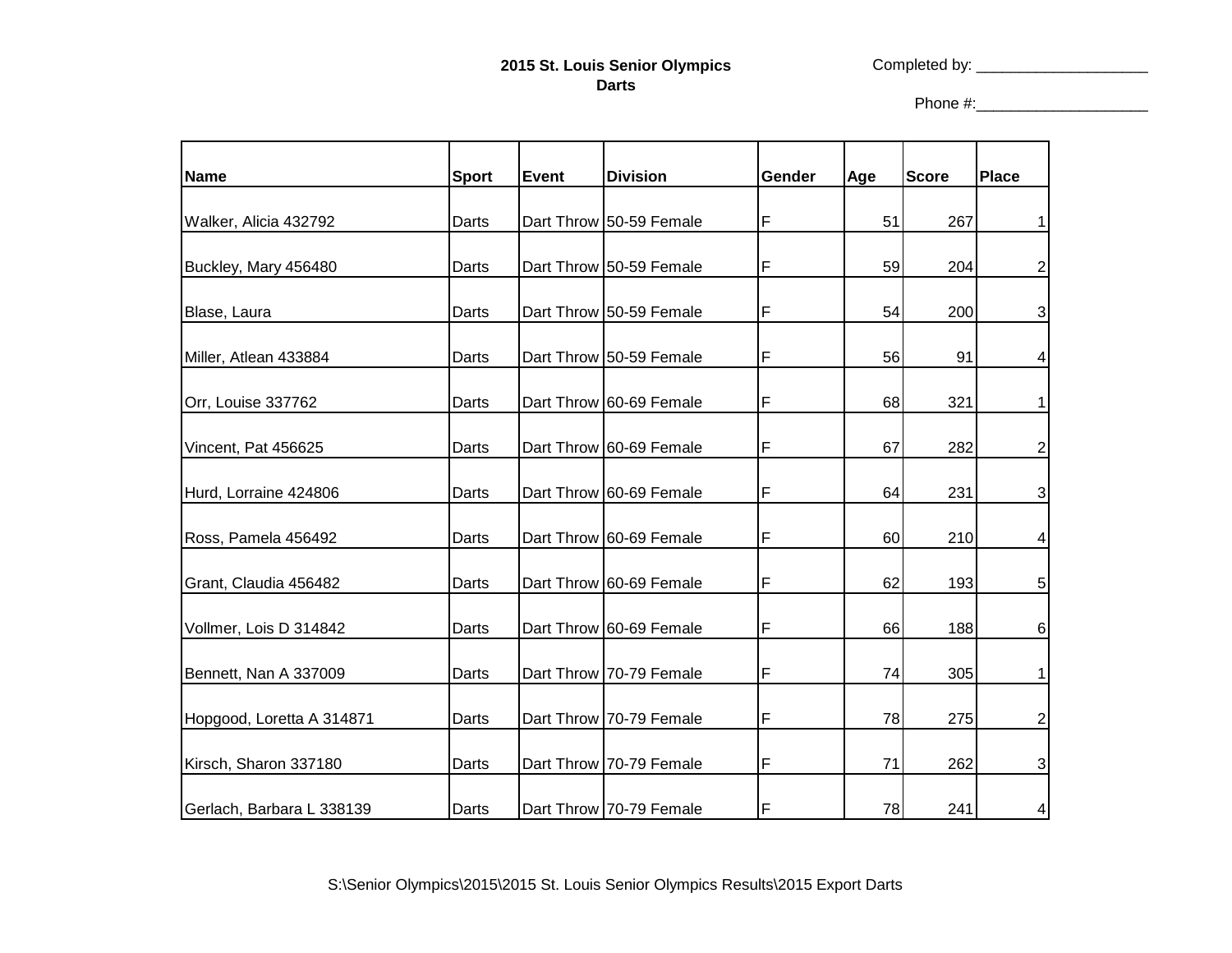**2015 St. Louis Senior Olympics**
**Darts**

Completed by: ____________________

Phone #:____________________

| Name | Sport | Event | Division | Gender | Age | Score | Place |
|---|---|---|---|---|---|---|---|
| Walker, Alicia 432792 | Darts | Dart Throw | 50-59 Female | F | 51 | 267 | 1 |
| Buckley, Mary 456480 | Darts | Dart Throw | 50-59 Female | F | 59 | 204 | 2 |
| Blase, Laura | Darts | Dart Throw | 50-59 Female | F | 54 | 200 | 3 |
| Miller, Atlean 433884 | Darts | Dart Throw | 50-59 Female | F | 56 | 91 | 4 |
| Orr, Louise 337762 | Darts | Dart Throw | 60-69 Female | F | 68 | 321 | 1 |
| Vincent, Pat 456625 | Darts | Dart Throw | 60-69 Female | F | 67 | 282 | 2 |
| Hurd, Lorraine 424806 | Darts | Dart Throw | 60-69 Female | F | 64 | 231 | 3 |
| Ross, Pamela 456492 | Darts | Dart Throw | 60-69 Female | F | 60 | 210 | 4 |
| Grant, Claudia 456482 | Darts | Dart Throw | 60-69 Female | F | 62 | 193 | 5 |
| Vollmer, Lois D 314842 | Darts | Dart Throw | 60-69 Female | F | 66 | 188 | 6 |
| Bennett, Nan A 337009 | Darts | Dart Throw | 70-79 Female | F | 74 | 305 | 1 |
| Hopgood, Loretta A 314871 | Darts | Dart Throw | 70-79 Female | F | 78 | 275 | 2 |
| Kirsch, Sharon 337180 | Darts | Dart Throw | 70-79 Female | F | 71 | 262 | 3 |
| Gerlach, Barbara L 338139 | Darts | Dart Throw | 70-79 Female | F | 78 | 241 | 4 |

S:\Senior Olympics\2015\2015 St. Louis Senior Olympics Results\2015 Export Darts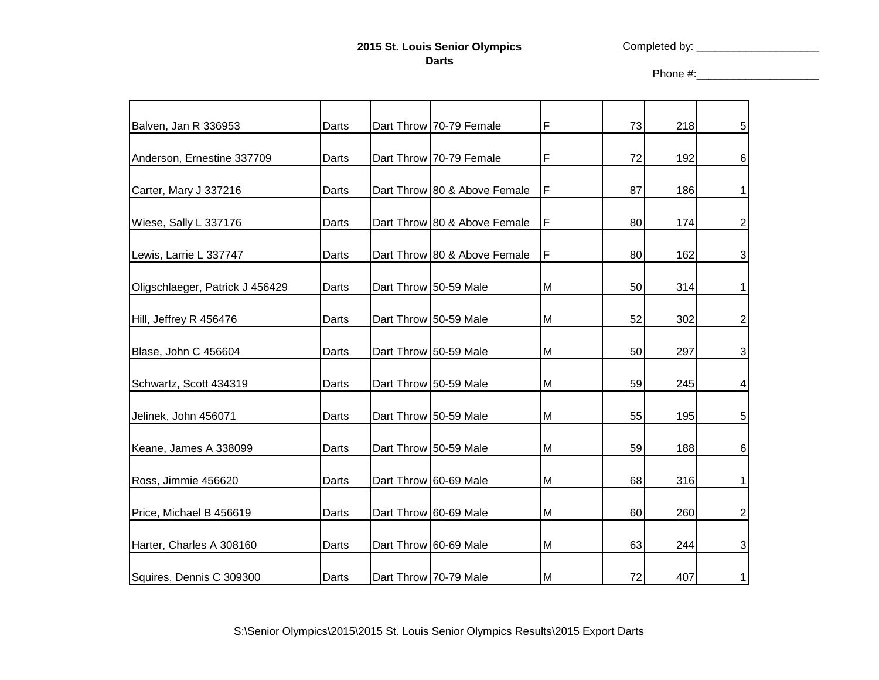**2015 St. Louis Senior Olympics**
**Darts**

Completed by: ____________________

Phone #:____________________

| | | | | | | | |
|---|---|---|---|---|---|---|---|
| Balven, Jan R 336953 | Darts | Dart Throw | 70-79 Female | F | 73 | 218 | 5 |
| Anderson, Ernestine 337709 | Darts | Dart Throw | 70-79 Female | F | 72 | 192 | 6 |
| Carter, Mary J 337216 | Darts | Dart Throw | 80 & Above Female | F | 87 | 186 | 1 |
| Wiese, Sally L 337176 | Darts | Dart Throw | 80 & Above Female | F | 80 | 174 | 2 |
| Lewis, Larrie L 337747 | Darts | Dart Throw | 80 & Above Female | F | 80 | 162 | 3 |
| Oligschlaeger, Patrick J 456429 | Darts | Dart Throw | 50-59 Male | M | 50 | 314 | 1 |
| Hill, Jeffrey R 456476 | Darts | Dart Throw | 50-59 Male | M | 52 | 302 | 2 |
| Blase, John C 456604 | Darts | Dart Throw | 50-59 Male | M | 50 | 297 | 3 |
| Schwartz, Scott 434319 | Darts | Dart Throw | 50-59 Male | M | 59 | 245 | 4 |
| Jelinek, John 456071 | Darts | Dart Throw | 50-59 Male | M | 55 | 195 | 5 |
| Keane, James A 338099 | Darts | Dart Throw | 50-59 Male | M | 59 | 188 | 6 |
| Ross, Jimmie 456620 | Darts | Dart Throw | 60-69 Male | M | 68 | 316 | 1 |
| Price, Michael B 456619 | Darts | Dart Throw | 60-69 Male | M | 60 | 260 | 2 |
| Harter, Charles A 308160 | Darts | Dart Throw | 60-69 Male | M | 63 | 244 | 3 |
| Squires, Dennis C 309300 | Darts | Dart Throw | 70-79 Male | M | 72 | 407 | 1 |

S:\Senior Olympics\2015\2015 St. Louis Senior Olympics Results\2015 Export Darts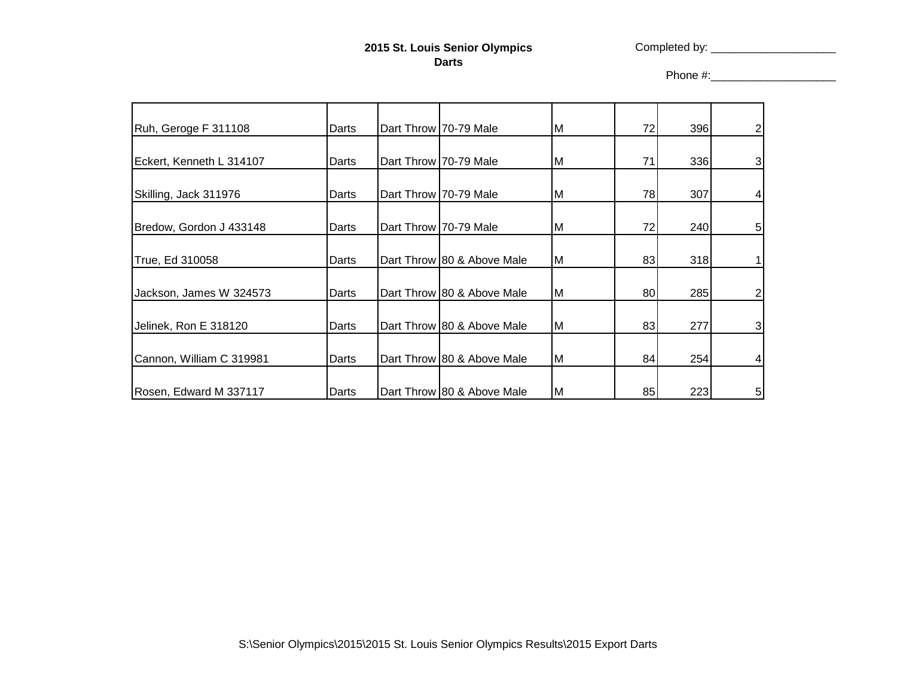**2015 St. Louis Senior Olympics**
**Darts**

Completed by: ____________________

Phone #:____________________

| | | | | | | | |
|---|---|---|---|---|---|---|---|
| Ruh, Geroge F 311108 | Darts | Dart Throw | 70-79 Male | M | 72 | 396 | 2 |
| Eckert, Kenneth L 314107 | Darts | Dart Throw | 70-79 Male | M | 71 | 336 | 3 |
| Skilling, Jack 311976 | Darts | Dart Throw | 70-79 Male | M | 78 | 307 | 4 |
| Bredow, Gordon J 433148 | Darts | Dart Throw | 70-79 Male | M | 72 | 240 | 5 |
| True, Ed 310058 | Darts | Dart Throw | 80 & Above Male | M | 83 | 318 | 1 |
| Jackson, James W 324573 | Darts | Dart Throw | 80 & Above Male | M | 80 | 285 | 2 |
| Jelinek, Ron E 318120 | Darts | Dart Throw | 80 & Above Male | M | 83 | 277 | 3 |
| Cannon, William C 319981 | Darts | Dart Throw | 80 & Above Male | M | 84 | 254 | 4 |
| Rosen, Edward M 337117 | Darts | Dart Throw | 80 & Above Male | M | 85 | 223 | 5 |

S:\Senior Olympics\2015\2015 St. Louis Senior Olympics Results\2015 Export Darts